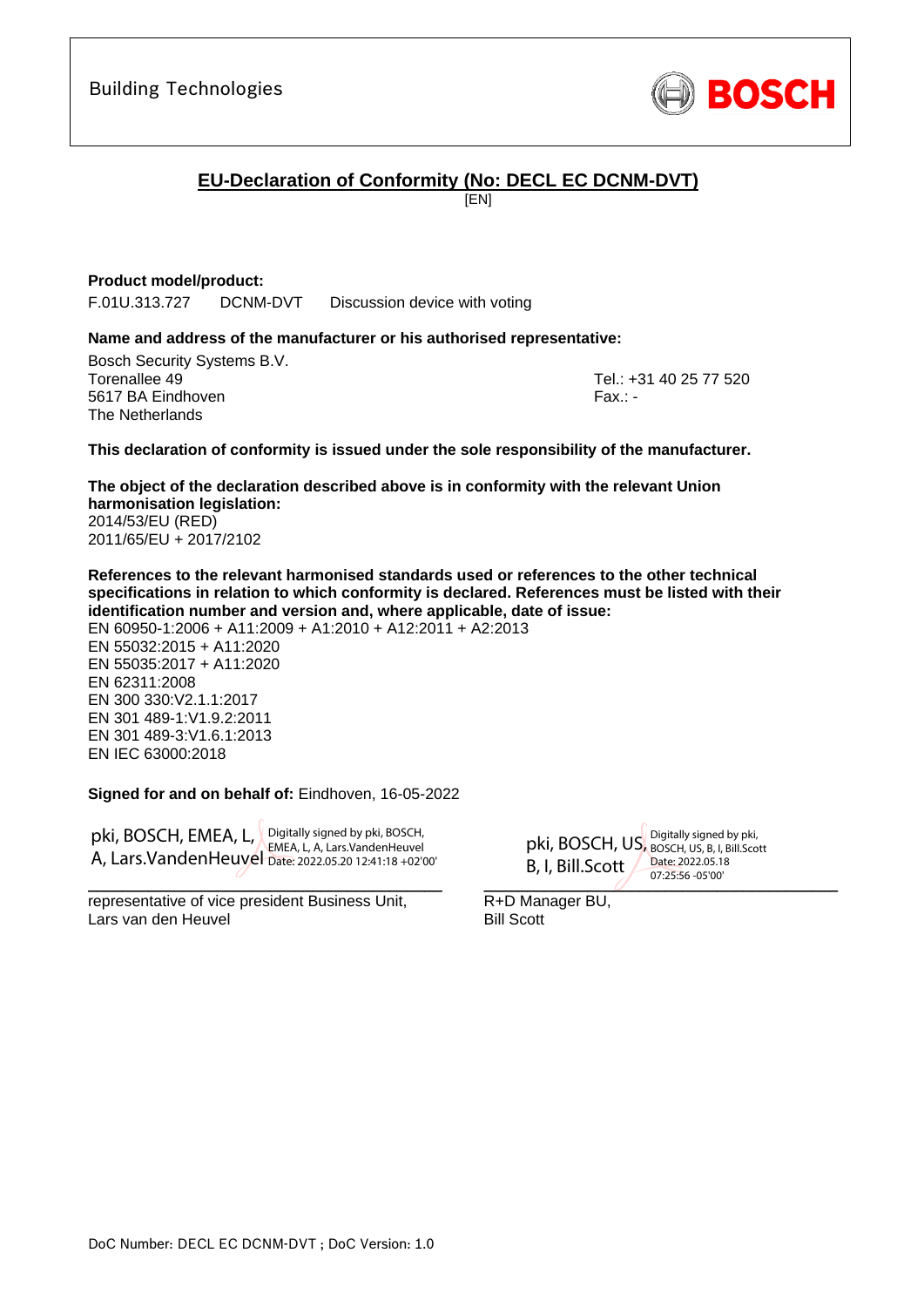Building Technologies

BOSCH

# EU-Declaration of Conformity (No: DECL EC DCNM-DVT)

[EN]

**Product model/product:**

F.01U.313.727 DCNM-DVT Discussion device with voting

**Name and address of the manufacturer or his authorised representative:**

Bosch Security Systems B.V.
Torenallee 49
5617 BA Eindhoven
The Netherlands

Tel.: +31 40 25 77 520
Fax.: -

**This declaration of conformity is issued under the sole responsibility of the manufacturer.**

**The object of the declaration described above is in conformity with the relevant Union harmonisation legislation:**

2014/53/EU (RED)
2011/65/EU + 2017/2102

**References to the relevant harmonised standards used or references to the other technical specifications in relation to which conformity is declared. References must be listed with their identification number and version and, where applicable, date of issue:**

EN 60950-1:2006 + A11:2009 + A1:2010 + A12:2011 + A2:2013
EN 55032:2015 + A11:2020
EN 55035:2017 + A11:2020
EN 62311:2008
EN 300 330:V2.1.1:2017
EN 301 489-1:V1.9.2:2011
EN 301 489-3:V1.6.1:2013
EN IEC 63000:2018

**Signed for and on behalf of:** Eindhoven, 16-05-2022

pki, BOSCH, EMEA, L, A, Lars.VandenHeuvel — Digitally signed by pki, BOSCH, EMEA, L, A, Lars.VandenHeuvel Date: 2022.05.20 12:41:18 +02'00'

representative of vice president Business Unit,
Lars van den Heuvel

pki, BOSCH, US, B, I, Bill.Scott — Digitally signed by pki, BOSCH, US, B, I, Bill.Scott Date: 2022.05.18 07:25:56 -05'00'

R+D Manager BU,
Bill Scott

DoC Number: DECL EC DCNM-DVT ; DoC Version: 1.0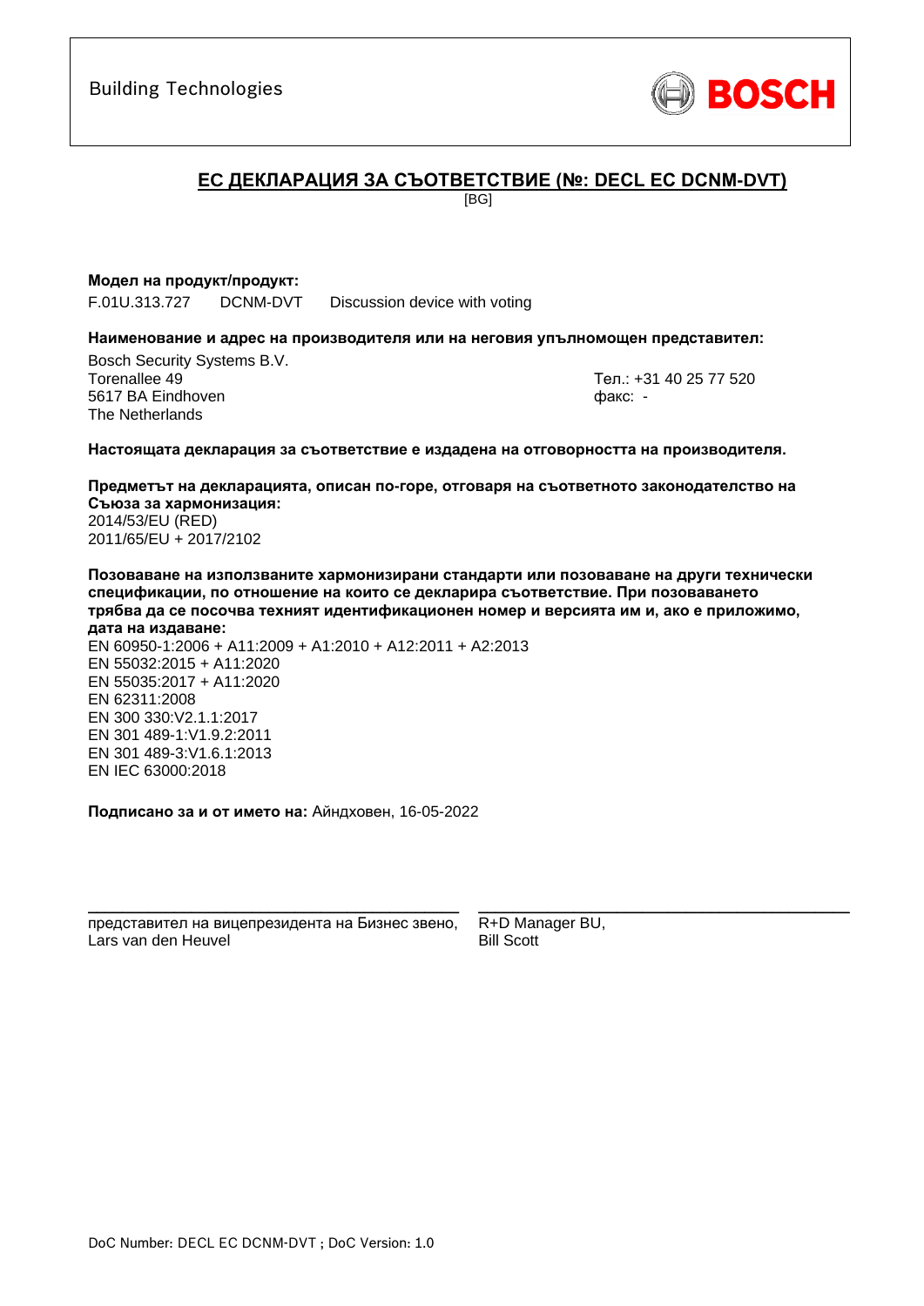Building Technologies

BOSCH

## ЕС ДЕКЛАРАЦИЯ ЗА СЪОТВЕТСТВИЕ (№: DECL EC DCNM-DVT)

[BG]

**Модел на продукт/продукт:**

F.01U.313.727 DCNM-DVT Discussion device with voting

**Наименование и адрес на производителя или на неговия упълномощен представител:**

Bosch Security Systems B.V.
Torenallee 49
5617 BA Eindhoven
The Netherlands

Тел.: +31 40 25 77 520
факс: -

**Настоящата декларация за съответствие е издадена на отговорността на производителя.**

**Предметът на декларацията, описан по-горе, отговаря на съответното законодателство на Съюза за хармонизация:**
2014/53/EU (RED)
2011/65/EU + 2017/2102

**Позоваване на използваните хармонизирани стандарти или позоваване на други технически спецификации, по отношение на които се декларира съответствие. При позоваването трябва да се посочва техният идентификационен номер и версията им и, ако е приложимо, дата на издаване:**
EN 60950-1:2006 + A11:2009 + A1:2010 + A12:2011 + A2:2013
EN 55032:2015 + A11:2020
EN 55035:2017 + A11:2020
EN 62311:2008
EN 300 330:V2.1.1:2017
EN 301 489-1:V1.9.2:2011
EN 301 489-3:V1.6.1:2013
EN IEC 63000:2018

**Подписано за и от името на:** Айндховен, 16-05-2022

представител на вицепрезидента на Бизнес звено,
Lars van den Heuvel

R+D Manager BU,
Bill Scott

DoC Number: DECL EC DCNM-DVT ; DoC Version: 1.0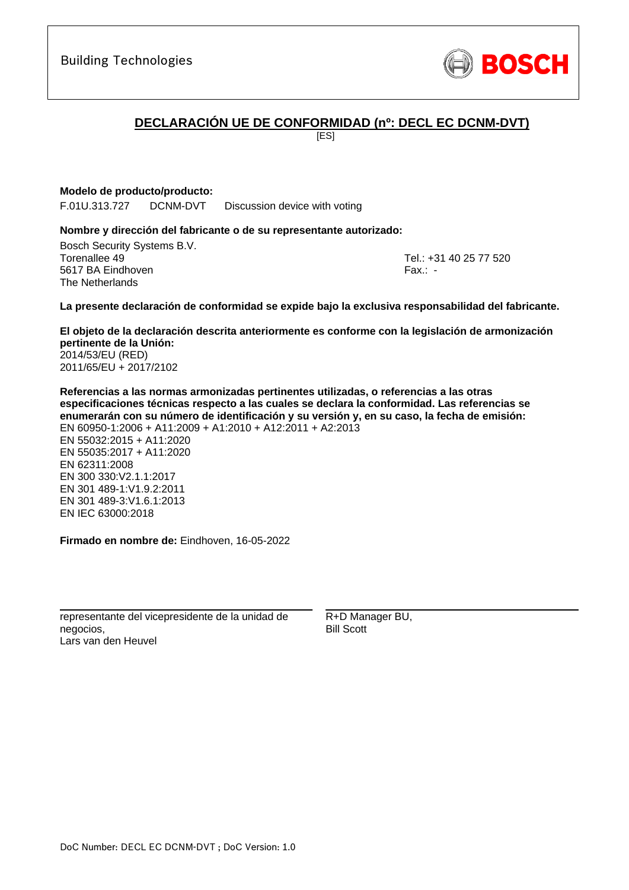Building Technologies

BOSCH

# DECLARACIÓN UE DE CONFORMIDAD (nº: DECL EC DCNM-DVT)

[ES]

**Modelo de producto/producto:**

F.01U.313.727 DCNM-DVT Discussion device with voting

**Nombre y dirección del fabricante o de su representante autorizado:**

Bosch Security Systems B.V.
Torenallee 49
5617 BA Eindhoven
The Netherlands

Tel.: +31 40 25 77 520
Fax.: -

**La presente declaración de conformidad se expide bajo la exclusiva responsabilidad del fabricante.**

**El objeto de la declaración descrita anteriormente es conforme con la legislación de armonización pertinente de la Unión:**

2014/53/EU (RED)
2011/65/EU + 2017/2102

**Referencias a las normas armonizadas pertinentes utilizadas, o referencias a las otras especificaciones técnicas respecto a las cuales se declara la conformidad. Las referencias se enumerarán con su número de identificación y su versión y, en su caso, la fecha de emisión:**

EN 60950-1:2006 + A11:2009 + A1:2010 + A12:2011 + A2:2013
EN 55032:2015 + A11:2020
EN 55035:2017 + A11:2020
EN 62311:2008
EN 300 330:V2.1.1:2017
EN 301 489-1:V1.9.2:2011
EN 301 489-3:V1.6.1:2013
EN IEC 63000:2018

**Firmado en nombre de:** Eindhoven, 16-05-2022

representante del vicepresidente de la unidad de negocios,
Lars van den Heuvel

R+D Manager BU,
Bill Scott

DoC Number: DECL EC DCNM-DVT ; DoC Version: 1.0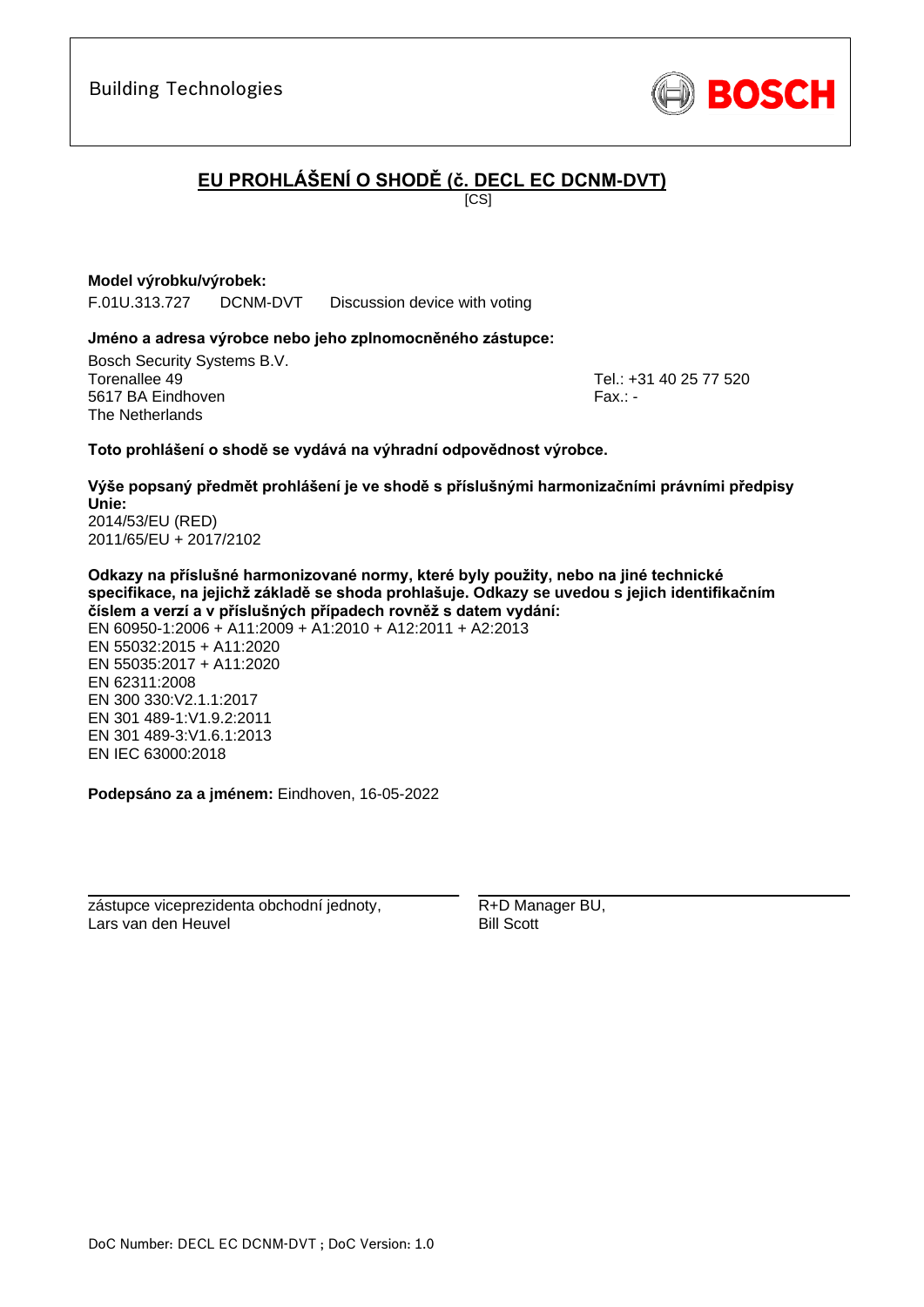Building Technologies

BOSCH

# EU PROHLÁŠENÍ O SHODĚ (č. DECL EC DCNM-DVT)

[CS]

**Model výrobku/výrobek:**

F.01U.313.727 DCNM-DVT Discussion device with voting

**Jméno a adresa výrobce nebo jeho zplnomocněného zástupce:**

Bosch Security Systems B.V.
Torenallee 49
5617 BA Eindhoven
The Netherlands

Tel.: +31 40 25 77 520
Fax.: -

**Toto prohlášení o shodě se vydává na výhradní odpovědnost výrobce.**

**Výše popsaný předmět prohlášení je ve shodě s příslušnými harmonizačními právními předpisy Unie:**

2014/53/EU (RED)
2011/65/EU + 2017/2102

**Odkazy na příslušné harmonizované normy, které byly použity, nebo na jiné technické specifikace, na jejichž základě se shoda prohlašuje. Odkazy se uvedou s jejich identifikačním číslem a verzí a v příslušných případech rovněž s datem vydání:**

EN 60950-1:2006 + A11:2009 + A1:2010 + A12:2011 + A2:2013
EN 55032:2015 + A11:2020
EN 55035:2017 + A11:2020
EN 62311:2008
EN 300 330:V2.1.1:2017
EN 301 489-1:V1.9.2:2011
EN 301 489-3:V1.6.1:2013
EN IEC 63000:2018

**Podepsáno za a jménem:** Eindhoven, 16-05-2022

zástupce viceprezidenta obchodní jednoty,
Lars van den Heuvel

R+D Manager BU,
Bill Scott

DoC Number: DECL EC DCNM-DVT ; DoC Version: 1.0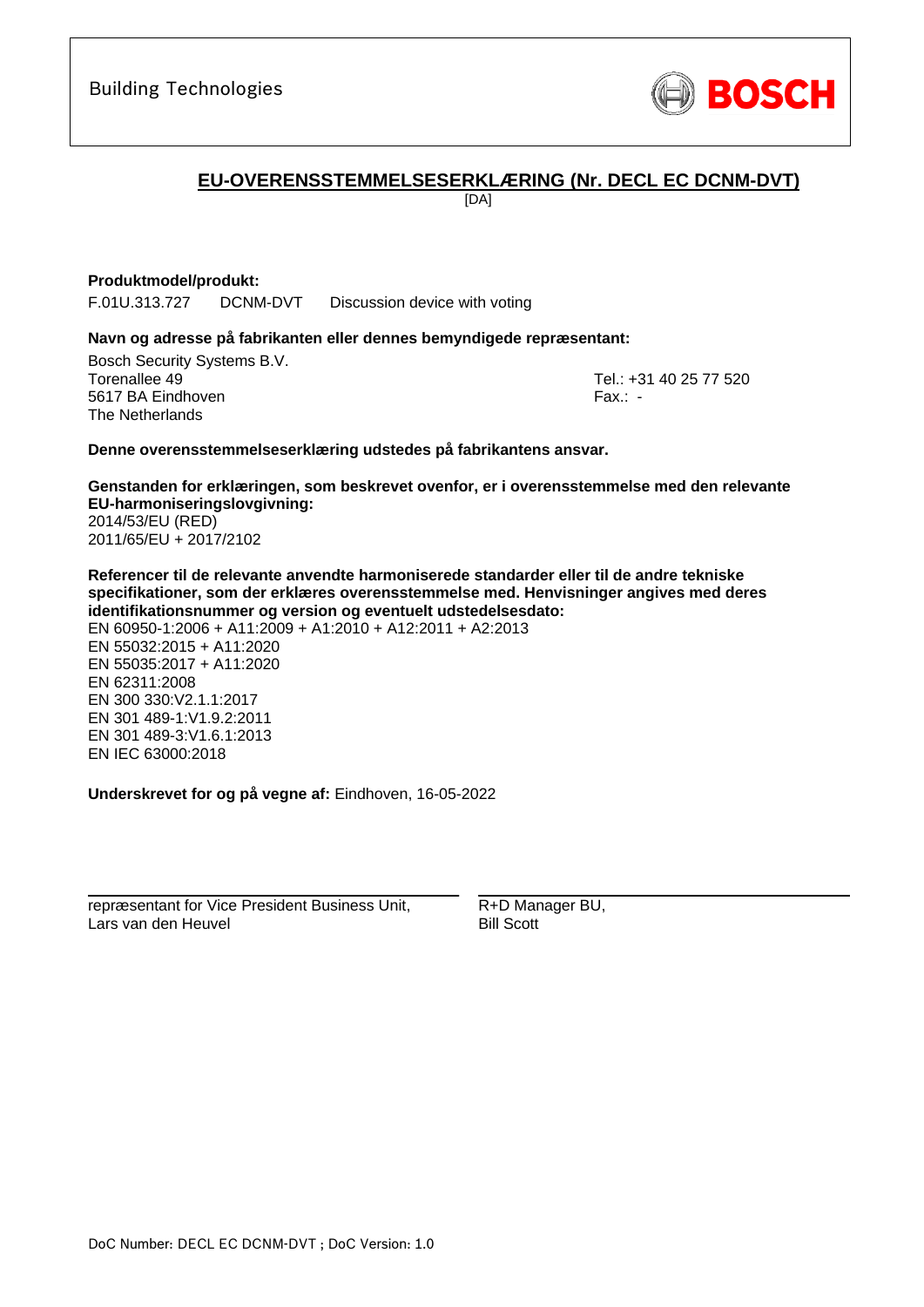Building Technologies

BOSCH

## EU-OVERENSSTEMMELSESERKLÆRING (Nr. DECL EC DCNM-DVT)

[DA]

**Produktmodel/produkt:**

F.01U.313.727 DCNM-DVT Discussion device with voting

**Navn og adresse på fabrikanten eller dennes bemyndigede repræsentant:**

Bosch Security Systems B.V.
Torenallee 49
5617 BA Eindhoven
The Netherlands

Tel.: +31 40 25 77 520
Fax.: -

**Denne overensstemmelseserklæring udstedes på fabrikantens ansvar.**

**Genstanden for erklæringen, som beskrevet ovenfor, er i overensstemmelse med den relevante EU-harmoniseringslovgivning:**

2014/53/EU (RED)
2011/65/EU + 2017/2102

**Referencer til de relevante anvendte harmoniserede standarder eller til de andre tekniske specifikationer, som der erklæres overensstemmelse med. Henvisninger angives med deres identifikationsnummer og version og eventuelt udstedelsesdato:**

EN 60950-1:2006 + A11:2009 + A1:2010 + A12:2011 + A2:2013
EN 55032:2015 + A11:2020
EN 55035:2017 + A11:2020
EN 62311:2008
EN 300 330:V2.1.1:2017
EN 301 489-1:V1.9.2:2011
EN 301 489-3:V1.6.1:2013
EN IEC 63000:2018

**Underskrevet for og på vegne af:** Eindhoven, 16-05-2022

repræsentant for Vice President Business Unit,
Lars van den Heuvel

R+D Manager BU,
Bill Scott

DoC Number: DECL EC DCNM-DVT ; DoC Version: 1.0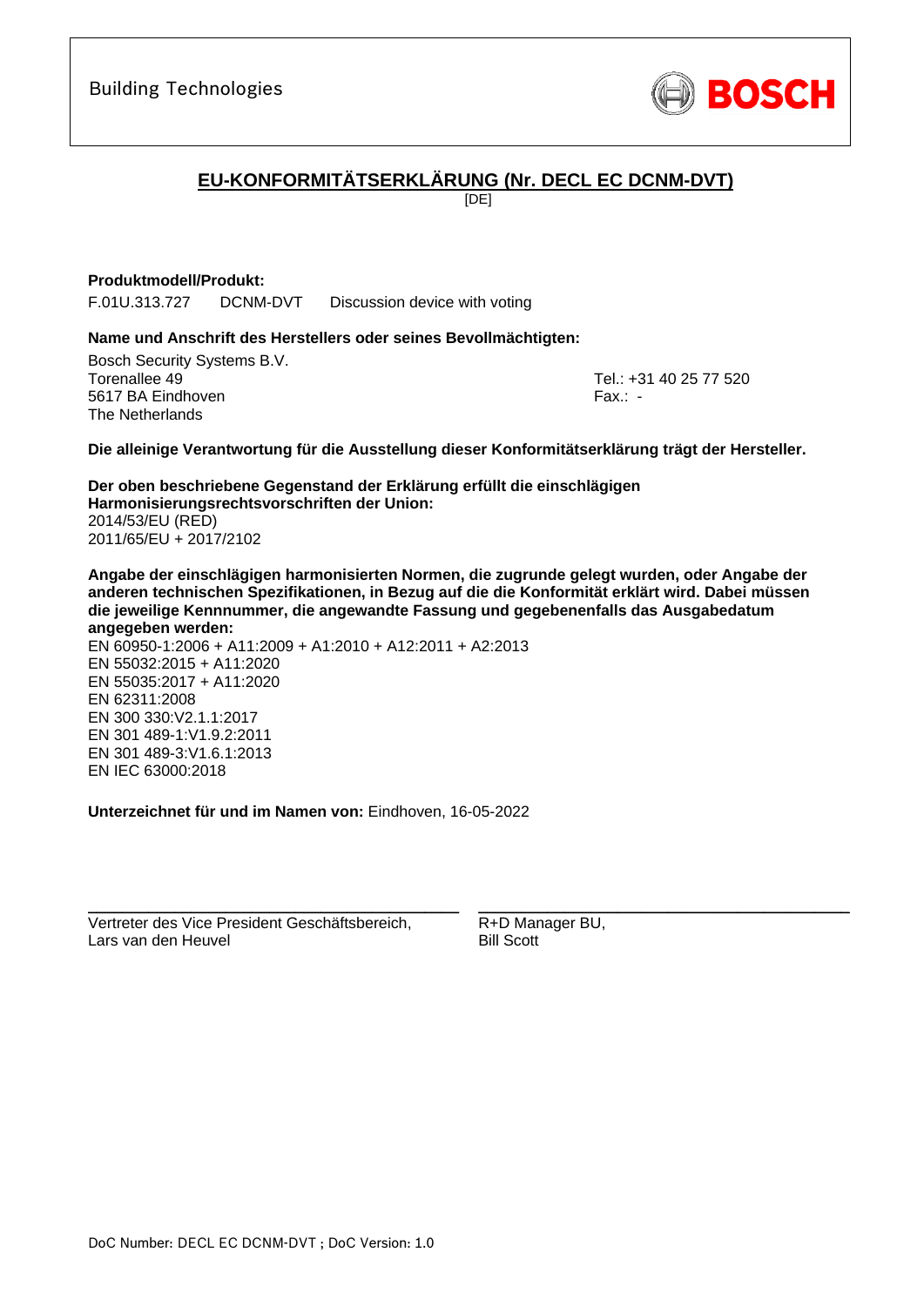Building Technologies

BOSCH

# EU-KONFORMITÄTSERKLÄRUNG (Nr. DECL EC DCNM-DVT)

[DE]

**Produktmodell/Produkt:**

F.01U.313.727 DCNM-DVT Discussion device with voting

**Name und Anschrift des Herstellers oder seines Bevollmächtigten:**

Bosch Security Systems B.V.
Torenallee 49
5617 BA Eindhoven
The Netherlands

Tel.: +31 40 25 77 520
Fax.: -

**Die alleinige Verantwortung für die Ausstellung dieser Konformitätserklärung trägt der Hersteller.**

**Der oben beschriebene Gegenstand der Erklärung erfüllt die einschlägigen Harmonisierungsrechtsvorschriften der Union:**
2014/53/EU (RED)
2011/65/EU + 2017/2102

**Angabe der einschlägigen harmonisierten Normen, die zugrunde gelegt wurden, oder Angabe der anderen technischen Spezifikationen, in Bezug auf die die Konformität erklärt wird. Dabei müssen die jeweilige Kennnummer, die angewandte Fassung und gegebenenfalls das Ausgabedatum angegeben werden:**
EN 60950-1:2006 + A11:2009 + A1:2010 + A12:2011 + A2:2013
EN 55032:2015 + A11:2020
EN 55035:2017 + A11:2020
EN 62311:2008
EN 300 330:V2.1.1:2017
EN 301 489-1:V1.9.2:2011
EN 301 489-3:V1.6.1:2013
EN IEC 63000:2018

**Unterzeichnet für und im Namen von:** Eindhoven, 16-05-2022

Vertreter des Vice President Geschäftsbereich,
Lars van den Heuvel

R+D Manager BU,
Bill Scott

DoC Number: DECL EC DCNM-DVT ; DoC Version: 1.0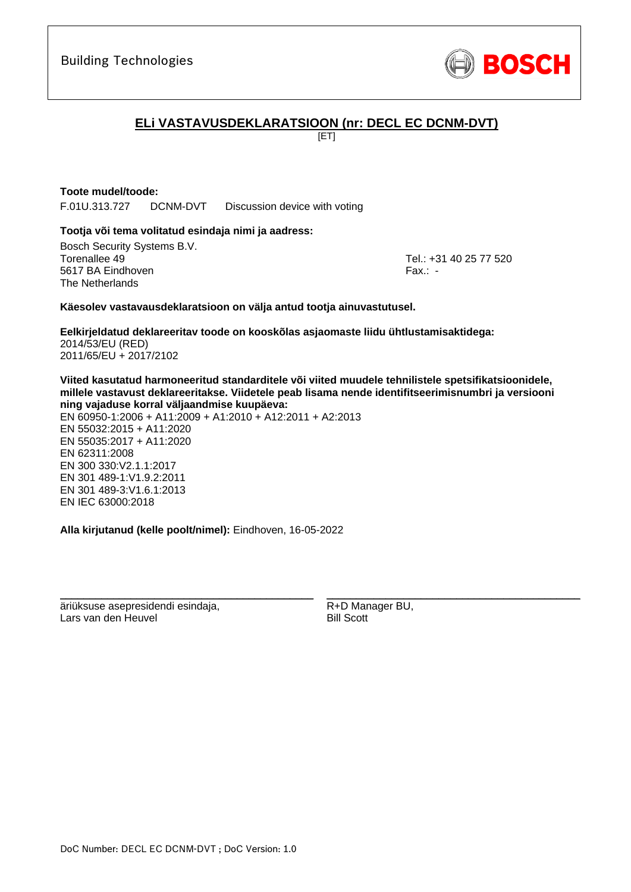Building Technologies

BOSCH

## ELi VASTAVUSDEKLARATSIOON (nr: DECL EC DCNM-DVT)

[ET]

**Toote mudel/toode:**

F.01U.313.727 DCNM-DVT Discussion device with voting

**Tootja või tema volitatud esindaja nimi ja aadress:**

Bosch Security Systems B.V.
Torenallee 49
5617 BA Eindhoven
The Netherlands

Tel.: +31 40 25 77 520
Fax.: -

**Käesolev vastavausdeklaratsioon on välja antud tootja ainuvastutusel.**

**Eelkirjeldatud deklareeritav toode on kooskõlas asjaomaste liidu ühtlustamisaktidega:**

2014/53/EU (RED)
2011/65/EU + 2017/2102

**Viited kasutatud harmoneeritud standarditele või viited muudele tehnilistele spetsifikatsioonidele, millele vastavust deklareeritakse. Viidetele peab lisama nende identifitseerimisnumbri ja versiooni ning vajaduse korral väljaandmise kuupäeva:**

EN 60950-1:2006 + A11:2009 + A1:2010 + A12:2011 + A2:2013
EN 55032:2015 + A11:2020
EN 55035:2017 + A11:2020
EN 62311:2008
EN 300 330:V2.1.1:2017
EN 301 489-1:V1.9.2:2011
EN 301 489-3:V1.6.1:2013
EN IEC 63000:2018

**Alla kirjutanud (kelle poolt/nimel):** Eindhoven, 16-05-2022

äriüksuse asepresidendi esindaja,
Lars van den Heuvel

R+D Manager BU,
Bill Scott

DoC Number: DECL EC DCNM-DVT ; DoC Version: 1.0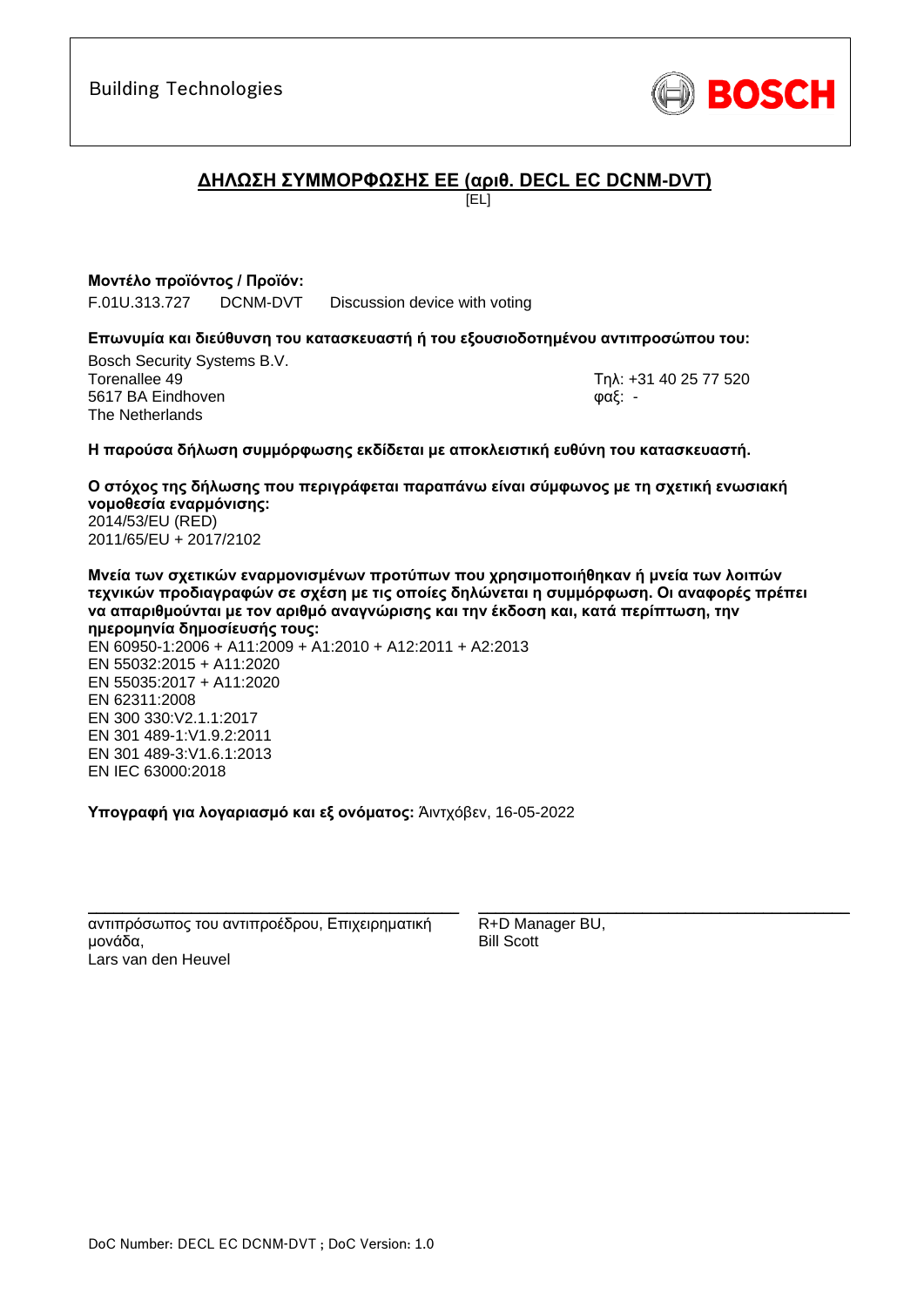Building Technologies

BOSCH

# ΔΗΛΩΣΗ ΣΥΜΜΟΡΦΩΣΗΣ ΕΕ (αριθ. DECL EC DCNM-DVT)

[EL]

**Μοντέλο προϊόντος / Προϊόν:**

F.01U.313.727 DCNM-DVT Discussion device with voting

**Επωνυμία και διεύθυνση του κατασκευαστή ή του εξουσιοδοτημένου αντιπροσώπου του:**

Bosch Security Systems B.V.
Torenallee 49
5617 BA Eindhoven
The Netherlands

Τηλ: +31 40 25 77 520
φαξ: -

**Η παρούσα δήλωση συμμόρφωσης εκδίδεται με αποκλειστική ευθύνη του κατασκευαστή.**

**Ο στόχος της δήλωσης που περιγράφεται παραπάνω είναι σύμφωνος με τη σχετική ενωσιακή νομοθεσία εναρμόνισης:**
2014/53/EU (RED)
2011/65/EU + 2017/2102

**Μνεία των σχετικών εναρμονισμένων προτύπων που χρησιμοποιήθηκαν ή μνεία των λοιπών τεχνικών προδιαγραφών σε σχέση με τις οποίες δηλώνεται η συμμόρφωση. Οι αναφορές πρέπει να απαριθμούνται με τον αριθμό αναγνώρισης και την έκδοση και, κατά περίπτωση, την ημερομηνία δημοσίευσής τους:**
EN 60950-1:2006 + A11:2009 + A1:2010 + A12:2011 + A2:2013
EN 55032:2015 + A11:2020
EN 55035:2017 + A11:2020
EN 62311:2008
EN 300 330:V2.1.1:2017
EN 301 489-1:V1.9.2:2011
EN 301 489-3:V1.6.1:2013
EN IEC 63000:2018

**Υπογραφή για λογαριασμό και εξ ονόματος:** Άιντχόβεν, 16-05-2022

\_\_\_\_\_\_\_\_\_\_\_\_\_\_\_\_\_\_\_\_\_\_\_\_\_\_\_\_\_\_\_\_\_\_\_\_\_\_\_\_
αντιπρόσωπος του αντιπροέδρου, Επιχειρηματική μονάδα,
Lars van den Heuvel

\_\_\_\_\_\_\_\_\_\_\_\_\_\_\_\_\_\_\_\_\_\_\_\_\_\_\_\_\_\_\_\_\_\_\_\_\_\_\_\_
R+D Manager BU,
Bill Scott

DoC Number: DECL EC DCNM-DVT ; DoC Version: 1.0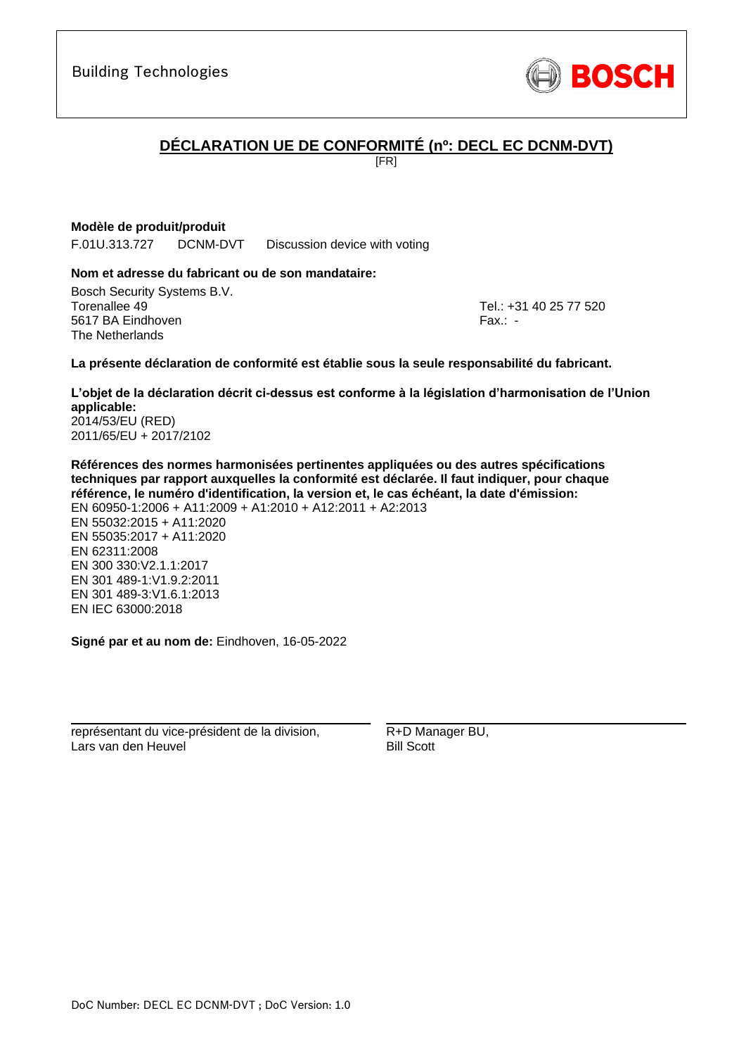Building Technologies

BOSCH

# DÉCLARATION UE DE CONFORMITÉ (nº: DECL EC DCNM-DVT)

[FR]

**Modèle de produit/produit**

F.01U.313.727 DCNM-DVT Discussion device with voting

**Nom et adresse du fabricant ou de son mandataire:**

Bosch Security Systems B.V.
Torenallee 49
5617 BA Eindhoven
The Netherlands

Tel.: +31 40 25 77 520
Fax.: -

**La présente déclaration de conformité est établie sous la seule responsabilité du fabricant.**

**L'objet de la déclaration décrit ci-dessus est conforme à la législation d'harmonisation de l'Union applicable:**

2014/53/EU (RED)
2011/65/EU + 2017/2102

**Références des normes harmonisées pertinentes appliquées ou des autres spécifications techniques par rapport auxquelles la conformité est déclarée. Il faut indiquer, pour chaque référence, le numéro d'identification, la version et, le cas échéant, la date d'émission:**

EN 60950-1:2006 + A11:2009 + A1:2010 + A12:2011 + A2:2013
EN 55032:2015 + A11:2020
EN 55035:2017 + A11:2020
EN 62311:2008
EN 300 330:V2.1.1:2017
EN 301 489-1:V1.9.2:2011
EN 301 489-3:V1.6.1:2013
EN IEC 63000:2018

**Signé par et au nom de:** Eindhoven, 16-05-2022

représentant du vice-président de la division,
Lars van den Heuvel

R+D Manager BU,
Bill Scott

DoC Number: DECL EC DCNM-DVT ; DoC Version: 1.0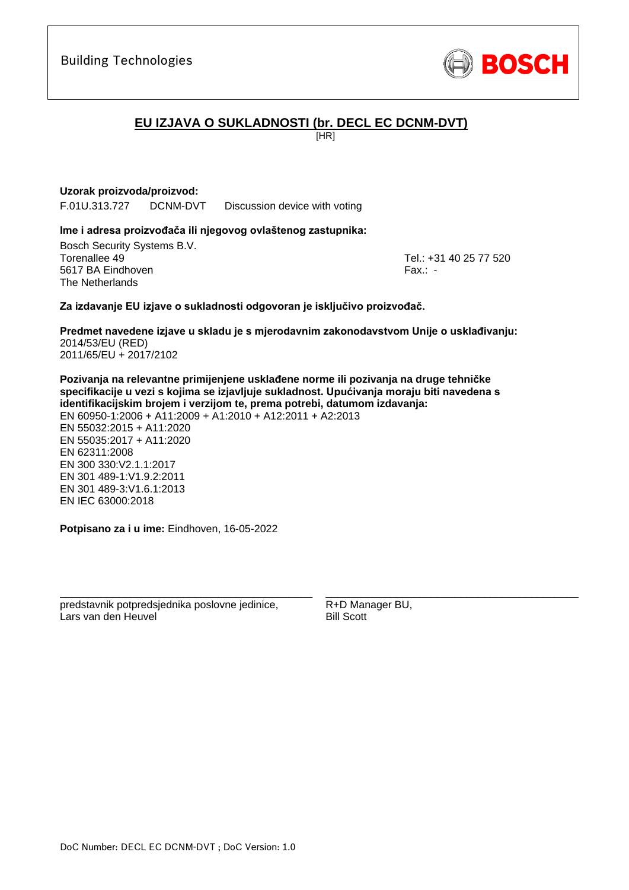Building Technologies

BOSCH

# EU IZJAVA O SUKLADNOSTI (br. DECL EC DCNM-DVT)

[HR]

**Uzorak proizvoda/proizvod:**

F.01U.313.727    DCNM-DVT    Discussion device with voting

**Ime i adresa proizvođača ili njegovog ovlaštenog zastupnika:**

Bosch Security Systems B.V.
Torenallee 49
5617 BA Eindhoven
The Netherlands

Tel.: +31 40 25 77 520
Fax.: -

**Za izdavanje EU izjave o sukladnosti odgovoran je isključivo proizvođač.**

**Predmet navedene izjave u skladu je s mjerodavnim zakonodavstvom Unije o usklađivanju:**
2014/53/EU (RED)
2011/65/EU + 2017/2102

**Pozivanja na relevantne primijenjene usklađene norme ili pozivanja na druge tehničke specifikacije u vezi s kojima se izjavljuje sukladnost. Upućivanja moraju biti navedena s identifikacijskim brojem i verzijom te, prema potrebi, datumom izdavanja:**
EN 60950-1:2006 + A11:2009 + A1:2010 + A12:2011 + A2:2013
EN 55032:2015 + A11:2020
EN 55035:2017 + A11:2020
EN 62311:2008
EN 300 330:V2.1.1:2017
EN 301 489-1:V1.9.2:2011
EN 301 489-3:V1.6.1:2013
EN IEC 63000:2018

**Potpisano za i u ime:** Eindhoven, 16-05-2022

predstavnik potpredsjednika poslovne jedinice,
Lars van den Heuvel

R+D Manager BU,
Bill Scott

DoC Number: DECL EC DCNM-DVT ; DoC Version: 1.0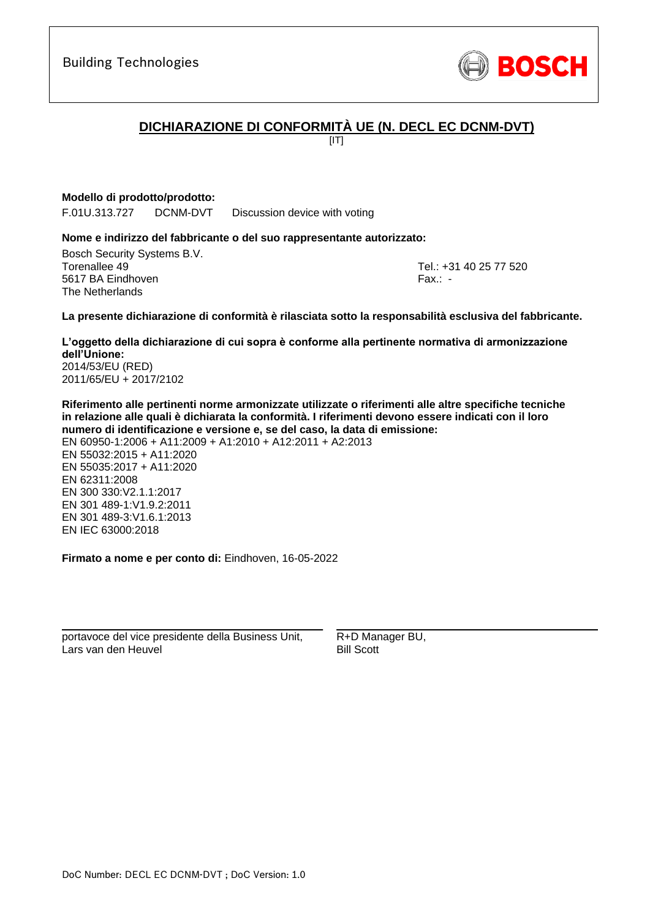Building Technologies

BOSCH

# DICHIARAZIONE DI CONFORMITÀ UE (N. DECL EC DCNM-DVT)

[IT]

**Modello di prodotto/prodotto:**

F.01U.313.727 DCNM-DVT Discussion device with voting

**Nome e indirizzo del fabbricante o del suo rappresentante autorizzato:**

Bosch Security Systems B.V.
Torenallee 49
5617 BA Eindhoven
The Netherlands

Tel.: +31 40 25 77 520
Fax.: -

**La presente dichiarazione di conformità è rilasciata sotto la responsabilità esclusiva del fabbricante.**

**L'oggetto della dichiarazione di cui sopra è conforme alla pertinente normativa di armonizzazione dell'Unione:**

2014/53/EU (RED)
2011/65/EU + 2017/2102

**Riferimento alle pertinenti norme armonizzate utilizzate o riferimenti alle altre specifiche tecniche in relazione alle quali è dichiarata la conformità. I riferimenti devono essere indicati con il loro numero di identificazione e versione e, se del caso, la data di emissione:**

EN 60950-1:2006 + A11:2009 + A1:2010 + A12:2011 + A2:2013
EN 55032:2015 + A11:2020
EN 55035:2017 + A11:2020
EN 62311:2008
EN 300 330:V2.1.1:2017
EN 301 489-1:V1.9.2:2011
EN 301 489-3:V1.6.1:2013
EN IEC 63000:2018

**Firmato a nome e per conto di:** Eindhoven, 16-05-2022

portavoce del vice presidente della Business Unit,
Lars van den Heuvel

R+D Manager BU,
Bill Scott

DoC Number: DECL EC DCNM-DVT ; DoC Version: 1.0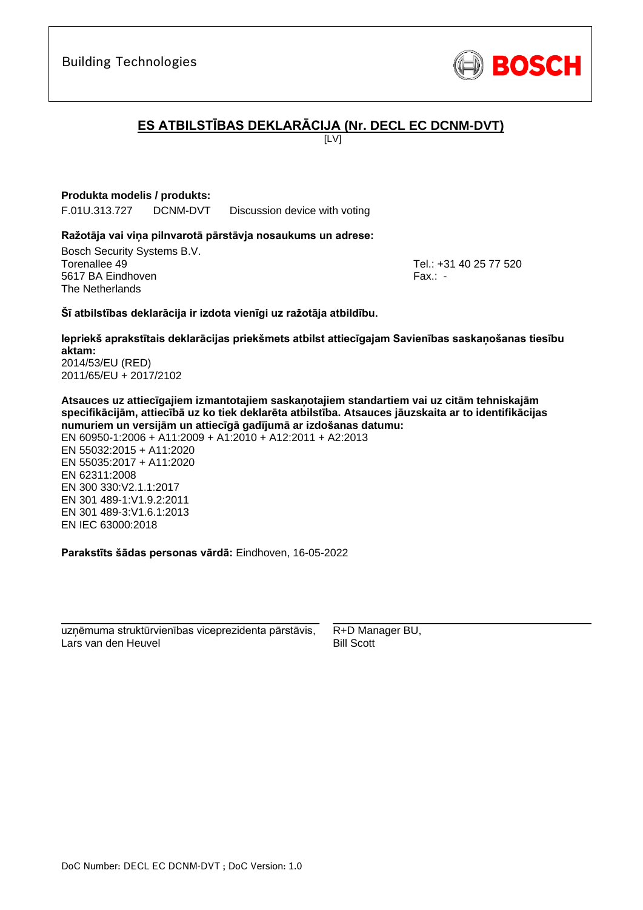Building Technologies

BOSCH

## ES ATBILSTĪBAS DEKLARĀCIJA (Nr. DECL EC DCNM-DVT)

[LV]

**Produkta modelis / produkts:**

F.01U.313.727 DCNM-DVT Discussion device with voting

**Ražotāja vai viņa pilnvarotā pārstāvja nosaukums un adrese:**

Bosch Security Systems B.V.
Torenallee 49
5617 BA Eindhoven
The Netherlands

Tel.: +31 40 25 77 520
Fax.: -

**Šī atbilstības deklarācija ir izdota vienīgi uz ražotāja atbildību.**

**Iepriekš aprakstītais deklarācijas priekšmets atbilst attiecīgajam Savienības saskaņošanas tiesību aktam:**

2014/53/EU (RED)
2011/65/EU + 2017/2102

**Atsauces uz attiecīgajiem izmantotajiem saskaņotajiem standartiem vai uz citām tehniskajām specifikācijām, attiecībā uz ko tiek deklarēta atbilstība. Atsauces jāuzskaita ar to identifikācijas numuriem un versijām un attiecīgā gadījumā ar izdošanas datumu:**

EN 60950-1:2006 + A11:2009 + A1:2010 + A12:2011 + A2:2013
EN 55032:2015 + A11:2020
EN 55035:2017 + A11:2020
EN 62311:2008
EN 300 330:V2.1.1:2017
EN 301 489-1:V1.9.2:2011
EN 301 489-3:V1.6.1:2013
EN IEC 63000:2018

**Parakstīts šādas personas vārdā:** Eindhoven, 16-05-2022

uzņēmuma struktūrvienības viceprezidenta pārstāvis,
Lars van den Heuvel

R+D Manager BU,
Bill Scott

DoC Number: DECL EC DCNM-DVT ; DoC Version: 1.0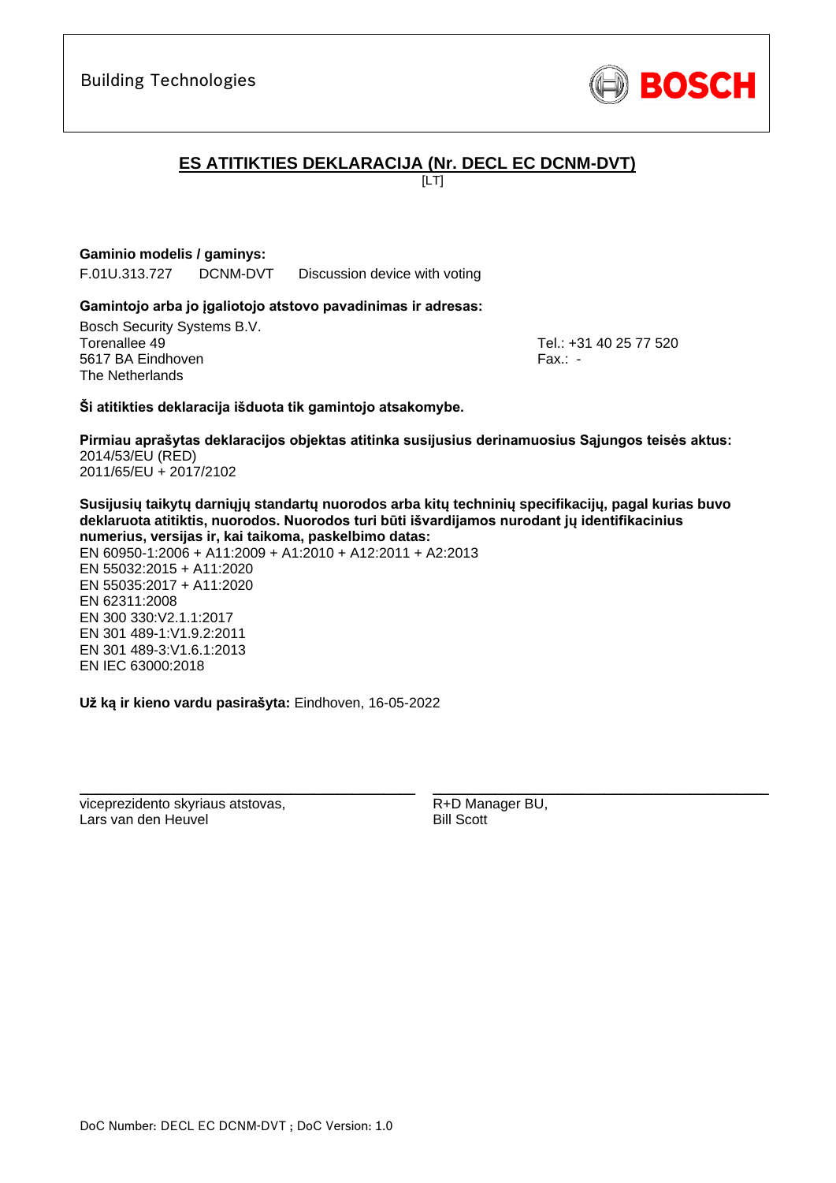Building Technologies

BOSCH

# ES ATITIKTIES DEKLARACIJA (Nr. DECL EC DCNM-DVT)

[LT]

**Gaminio modelis / gaminys:**

F.01U.313.727 DCNM-DVT Discussion device with voting

**Gamintojo arba jo įgaliotojo atstovo pavadinimas ir adresas:**

Bosch Security Systems B.V.
Torenallee 49
5617 BA Eindhoven
The Netherlands

Tel.: +31 40 25 77 520
Fax.: -

**Ši atitikties deklaracija išduota tik gamintojo atsakomybe.**

**Pirmiau aprašytas deklaracijos objektas atitinka susijusius derinamuosius Sąjungos teisės aktus:**
2014/53/EU (RED)
2011/65/EU + 2017/2102

**Susijusių taikytų darniųjų standartų nuorodos arba kitų techninių specifikacijų, pagal kurias buvo deklaruota atitiktis, nuorodos. Nuorodos turi būti išvardijamos nurodant jų identifikacinius numerius, versijas ir, kai taikoma, paskelbimo datas:**
EN 60950-1:2006 + A11:2009 + A1:2010 + A12:2011 + A2:2013
EN 55032:2015 + A11:2020
EN 55035:2017 + A11:2020
EN 62311:2008
EN 300 330:V2.1.1:2017
EN 301 489-1:V1.9.2:2011
EN 301 489-3:V1.6.1:2013
EN IEC 63000:2018

**Už ką ir kieno vardu pasirašyta:** Eindhoven, 16-05-2022

viceprezidento skyriaus atstovas,
Lars van den Heuvel

R+D Manager BU,
Bill Scott

DoC Number: DECL EC DCNM-DVT ; DoC Version: 1.0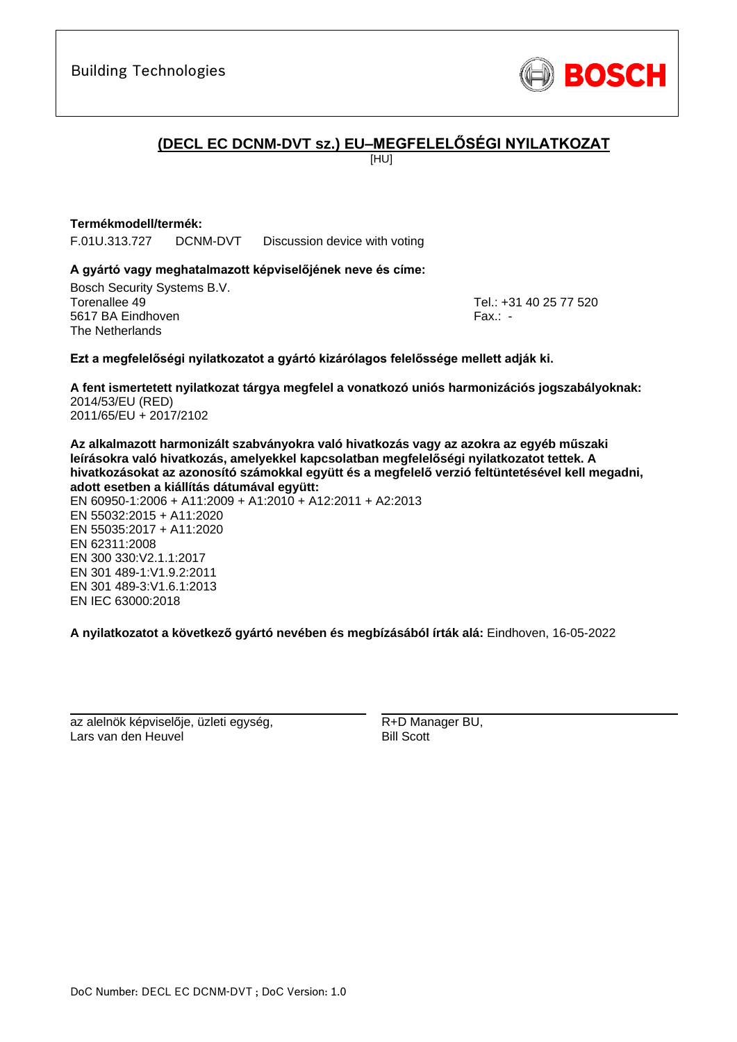Building Technologies

BOSCH

# (DECL EC DCNM-DVT sz.) EU–MEGFELELŐSÉGI NYILATKOZAT

[HU]

**Termékmodell/termék:**

F.01U.313.727 DCNM-DVT Discussion device with voting

**A gyártó vagy meghatalmazott képviselőjének neve és címe:**

Bosch Security Systems B.V.
Torenallee 49
5617 BA Eindhoven
The Netherlands

Tel.: +31 40 25 77 520
Fax.: -

**Ezt a megfelelőségi nyilatkozatot a gyártó kizárólagos felelőssége mellett adják ki.**

**A fent ismertetett nyilatkozat tárgya megfelel a vonatkozó uniós harmonizációs jogszabályoknak:**
2014/53/EU (RED)
2011/65/EU + 2017/2102

**Az alkalmazott harmonizált szabványokra való hivatkozás vagy az azokra az egyéb műszaki leírásokra való hivatkozás, amelyekkel kapcsolatban megfelelőségi nyilatkozatot tettek. A hivatkozásokat az azonosító számokkal együtt és a megfelelő verzió feltüntetésével kell megadni, adott esetben a kiállítás dátumával együtt:**
EN 60950-1:2006 + A11:2009 + A1:2010 + A12:2011 + A2:2013
EN 55032:2015 + A11:2020
EN 55035:2017 + A11:2020
EN 62311:2008
EN 300 330:V2.1.1:2017
EN 301 489-1:V1.9.2:2011
EN 301 489-3:V1.6.1:2013
EN IEC 63000:2018

**A nyilatkozatot a következő gyártó nevében és megbízásából írták alá:** Eindhoven, 16-05-2022

az alelnök képviselője, üzleti egység,
Lars van den Heuvel

R+D Manager BU,
Bill Scott

DoC Number: DECL EC DCNM-DVT ; DoC Version: 1.0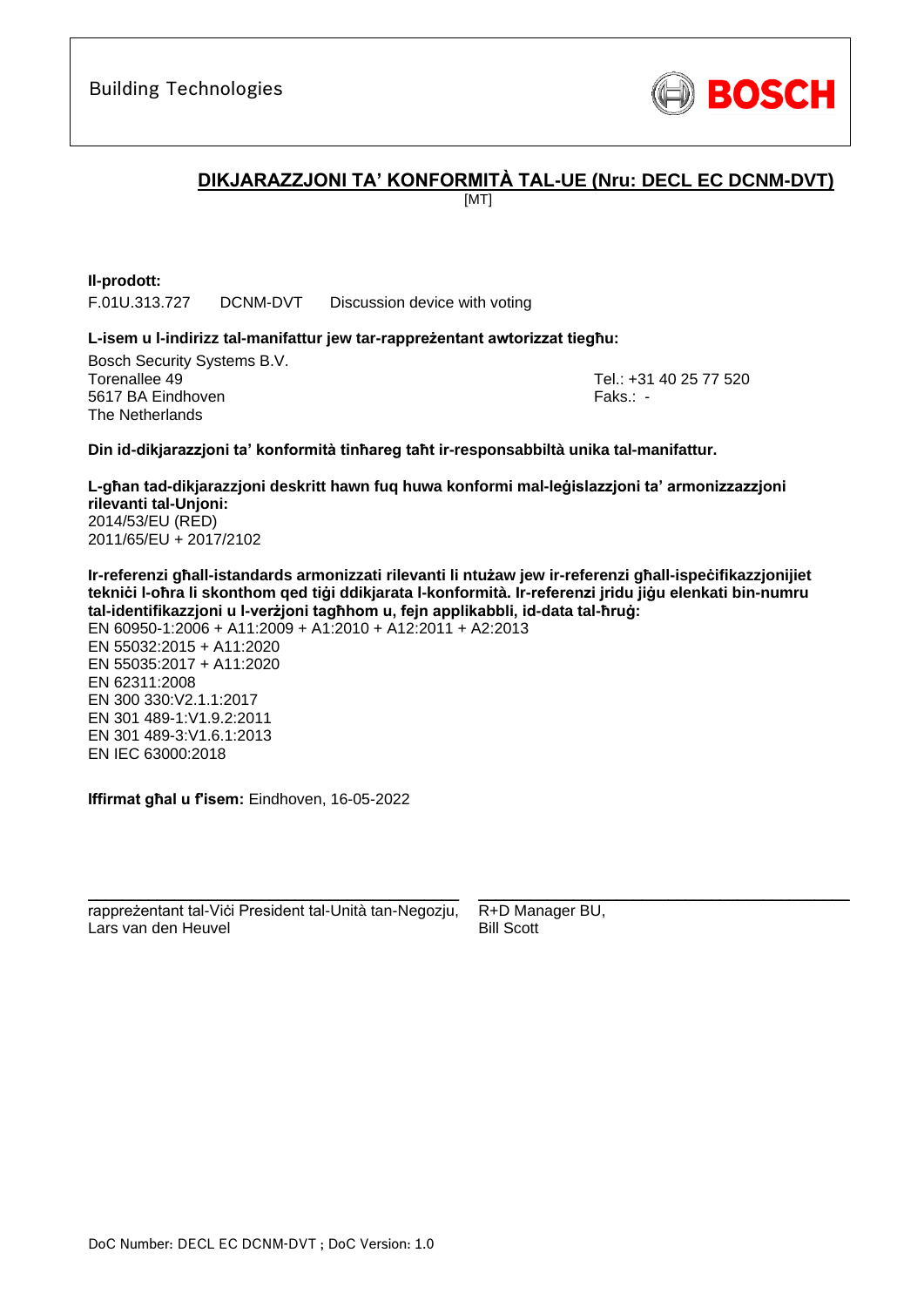Building Technologies

BOSCH

## DIKJARAZZJONI TA' KONFORMITÀ TAL-UE (Nru: DECL EC DCNM-DVT)

[MT]

**Il-prodott:**

F.01U.313.727 DCNM-DVT Discussion device with voting

**L-isem u l-indirizz tal-manifattur jew tar-rappreżentant awtorizzat tiegħu:**

Bosch Security Systems B.V.
Torenallee 49
5617 BA Eindhoven
The Netherlands

Tel.: +31 40 25 77 520
Faks.: -

**Din id-dikjarazzjoni ta' konformità tinħareg taħt ir-responsabbiltà unika tal-manifattur.**

**L-għan tad-dikjarazzjoni deskritt hawn fuq huwa konformi mal-leġislazzjoni ta' armonizzazzjoni rilevanti tal-Unjoni:**
2014/53/EU (RED)
2011/65/EU + 2017/2102

**Ir-referenzi għall-istandards armonizzati rilevanti li ntużaw jew ir-referenzi għall-ispeċifikazzjonijiet tekniċi l-oħra li skonthom qed tiġi ddikjarata l-konformità. Ir-referenzi jridu jiġu elenkati bin-numru tal-identifikazzjoni u l-verżjoni tagħhom u, fejn applikabbli, id-data tal-ħruġ:**
EN 60950-1:2006 + A11:2009 + A1:2010 + A12:2011 + A2:2013
EN 55032:2015 + A11:2020
EN 55035:2017 + A11:2020
EN 62311:2008
EN 300 330:V2.1.1:2017
EN 301 489-1:V1.9.2:2011
EN 301 489-3:V1.6.1:2013
EN IEC 63000:2018

**Iffirmat għal u f'isem:** Eindhoven, 16-05-2022

rappreżentant tal-Viċi President tal-Unità tan-Negozju,
Lars van den Heuvel

R+D Manager BU,
Bill Scott

DoC Number: DECL EC DCNM-DVT ; DoC Version: 1.0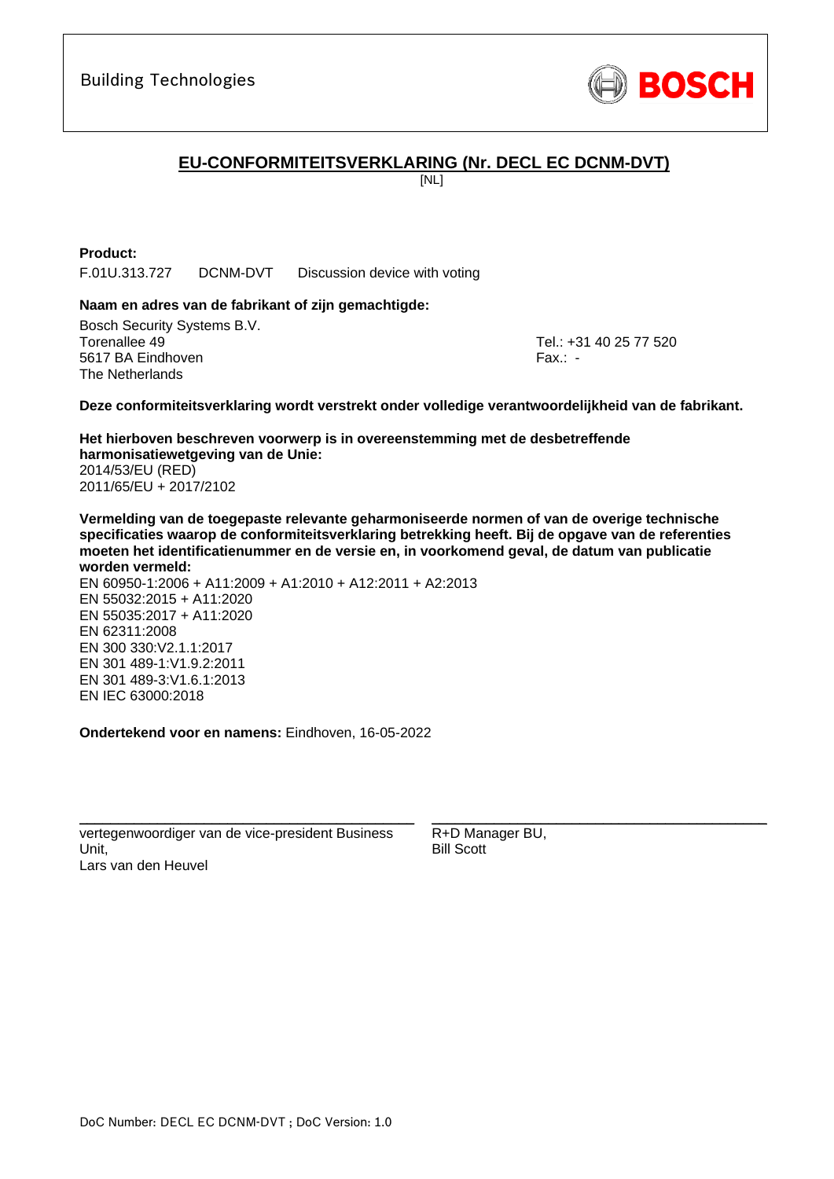Building Technologies

BOSCH

# EU-CONFORMITEITSVERKLARING (Nr. DECL EC DCNM-DVT)

[NL]

**Product:**

F.01U.313.727 DCNM-DVT Discussion device with voting

**Naam en adres van de fabrikant of zijn gemachtigde:**

Bosch Security Systems B.V.
Torenallee 49
5617 BA Eindhoven
The Netherlands

Tel.: +31 40 25 77 520
Fax.: -

**Deze conformiteitsverklaring wordt verstrekt onder volledige verantwoordelijkheid van de fabrikant.**

**Het hierboven beschreven voorwerp is in overeenstemming met de desbetreffende harmonisatiewetgeving van de Unie:**

2014/53/EU (RED)
2011/65/EU + 2017/2102

**Vermelding van de toegepaste relevante geharmoniseerde normen of van de overige technische specificaties waarop de conformiteitsverklaring betrekking heeft. Bij de opgave van de referenties moeten het identificatienummer en de versie en, in voorkomend geval, de datum van publicatie worden vermeld:**

EN 60950-1:2006 + A11:2009 + A1:2010 + A12:2011 + A2:2013
EN 55032:2015 + A11:2020
EN 55035:2017 + A11:2020
EN 62311:2008
EN 300 330:V2.1.1:2017
EN 301 489-1:V1.9.2:2011
EN 301 489-3:V1.6.1:2013
EN IEC 63000:2018

**Ondertekend voor en namens:** Eindhoven, 16-05-2022

vertegenwoordiger van de vice-president Business Unit,
Lars van den Heuvel

R+D Manager BU,
Bill Scott

DoC Number: DECL EC DCNM-DVT ; DoC Version: 1.0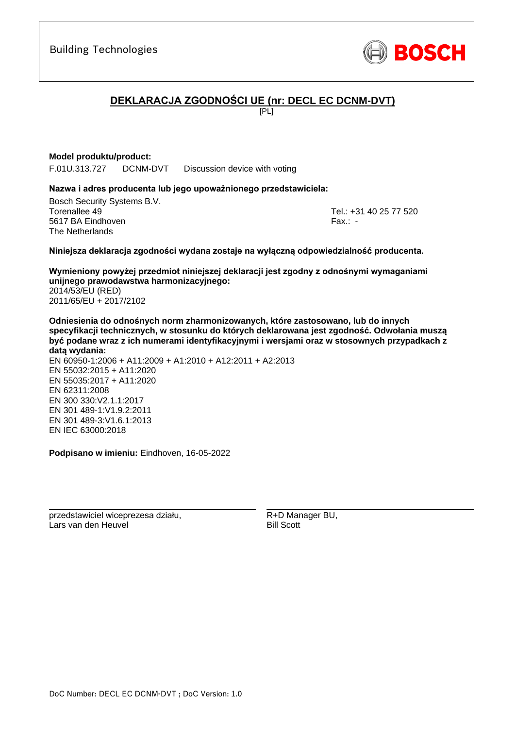Building Technologies

BOSCH

# DEKLARACJA ZGODNOŚCI UE (nr: DECL EC DCNM-DVT)

[PL]

**Model produktu/product:**

F.01U.313.727 DCNM-DVT Discussion device with voting

**Nazwa i adres producenta lub jego upoważnionego przedstawiciela:**

Bosch Security Systems B.V.
Torenallee 49
5617 BA Eindhoven
The Netherlands

Tel.: +31 40 25 77 520
Fax.: -

**Niniejsza deklaracja zgodności wydana zostaje na wyłączną odpowiedzialność producenta.**

**Wymieniony powyżej przedmiot niniejszej deklaracji jest zgodny z odnośnymi wymaganiami unijnego prawodawstwa harmonizacyjnego:**

2014/53/EU (RED)
2011/65/EU + 2017/2102

**Odniesienia do odnośnych norm zharmonizowanych, które zastosowano, lub do innych specyfikacji technicznych, w stosunku do których deklarowana jest zgodność. Odwołania muszą być podane wraz z ich numerami identyfikacyjnymi i wersjami oraz w stosownych przypadkach z datą wydania:**

EN 60950-1:2006 + A11:2009 + A1:2010 + A12:2011 + A2:2013
EN 55032:2015 + A11:2020
EN 55035:2017 + A11:2020
EN 62311:2008
EN 300 330:V2.1.1:2017
EN 301 489-1:V1.9.2:2011
EN 301 489-3:V1.6.1:2013
EN IEC 63000:2018

**Podpisano w imieniu:** Eindhoven, 16-05-2022

przedstawiciel wiceprezesa działu,
Lars van den Heuvel

R+D Manager BU,
Bill Scott

DoC Number: DECL EC DCNM-DVT ; DoC Version: 1.0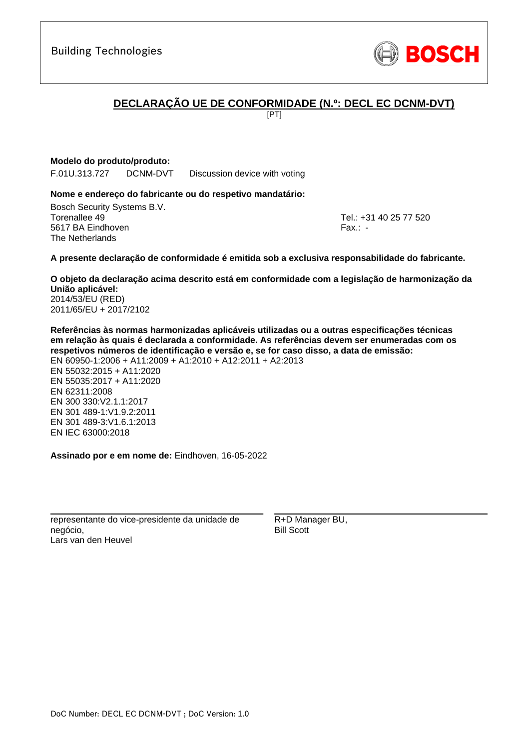Building Technologies

BOSCH

## DECLARAÇÃO UE DE CONFORMIDADE (N.º: DECL EC DCNM-DVT)

[PT]

**Modelo do produto/produto:**

F.01U.313.727 DCNM-DVT Discussion device with voting

**Nome e endereço do fabricante ou do respetivo mandatário:**

Bosch Security Systems B.V.
Torenallee 49
5617 BA Eindhoven
The Netherlands

Tel.: +31 40 25 77 520
Fax.: -

**A presente declaração de conformidade é emitida sob a exclusiva responsabilidade do fabricante.**

**O objeto da declaração acima descrito está em conformidade com a legislação de harmonização da União aplicável:**

2014/53/EU (RED)
2011/65/EU + 2017/2102

**Referências às normas harmonizadas aplicáveis utilizadas ou a outras especificações técnicas em relação às quais é declarada a conformidade. As referências devem ser enumeradas com os respetivos números de identificação e versão e, se for caso disso, a data de emissão:**

EN 60950-1:2006 + A11:2009 + A1:2010 + A12:2011 + A2:2013
EN 55032:2015 + A11:2020
EN 55035:2017 + A11:2020
EN 62311:2008
EN 300 330:V2.1.1:2017
EN 301 489-1:V1.9.2:2011
EN 301 489-3:V1.6.1:2013
EN IEC 63000:2018

**Assinado por e em nome de:** Eindhoven, 16-05-2022

representante do vice-presidente da unidade de negócio,
Lars van den Heuvel

R+D Manager BU,
Bill Scott

DoC Number: DECL EC DCNM-DVT ; DoC Version: 1.0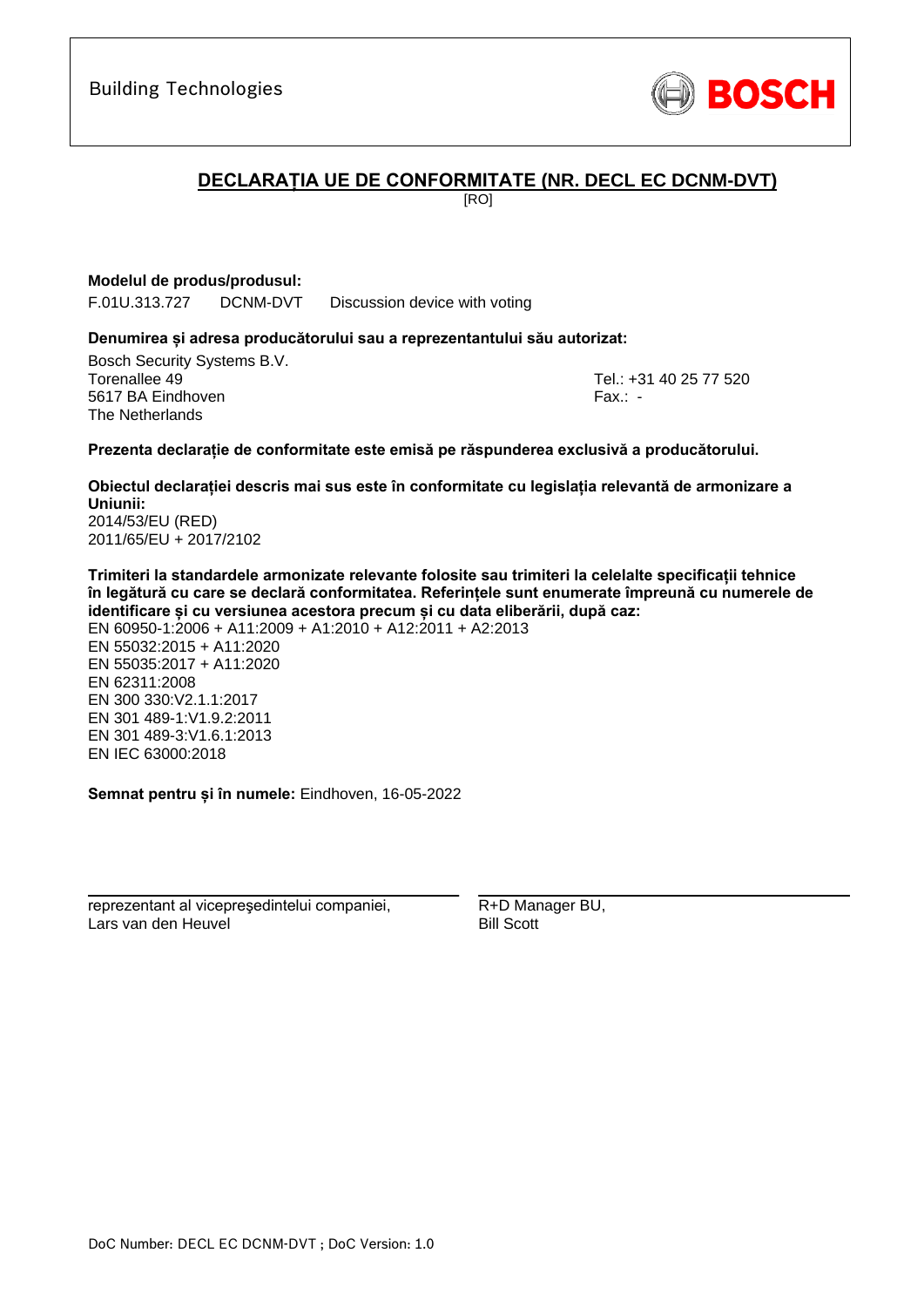Building Technologies

BOSCH

## DECLARAȚIA UE DE CONFORMITATE (NR. DECL EC DCNM-DVT)

[RO]

**Modelul de produs/produsul:**

F.01U.313.727 DCNM-DVT Discussion device with voting

**Denumirea și adresa producătorului sau a reprezentantului său autorizat:**

Bosch Security Systems B.V.
Torenallee 49
5617 BA Eindhoven
The Netherlands

Tel.: +31 40 25 77 520
Fax.: -

**Prezenta declarație de conformitate este emisă pe răspunderea exclusivă a producătorului.**

**Obiectul declarației descris mai sus este în conformitate cu legislația relevantă de armonizare a Uniunii:**
2014/53/EU (RED)
2011/65/EU + 2017/2102

**Trimiteri la standardele armonizate relevante folosite sau trimiteri la celelalte specificații tehnice în legătură cu care se declară conformitatea. Referințele sunt enumerate împreună cu numerele de identificare și cu versiunea acestora precum și cu data eliberării, după caz:**
EN 60950-1:2006 + A11:2009 + A1:2010 + A12:2011 + A2:2013
EN 55032:2015 + A11:2020
EN 55035:2017 + A11:2020
EN 62311:2008
EN 300 330:V2.1.1:2017
EN 301 489-1:V1.9.2:2011
EN 301 489-3:V1.6.1:2013
EN IEC 63000:2018

**Semnat pentru și în numele:** Eindhoven, 16-05-2022

reprezentant al vicepreşedintelui companiei,
Lars van den Heuvel

R+D Manager BU,
Bill Scott

DoC Number: DECL EC DCNM-DVT ; DoC Version: 1.0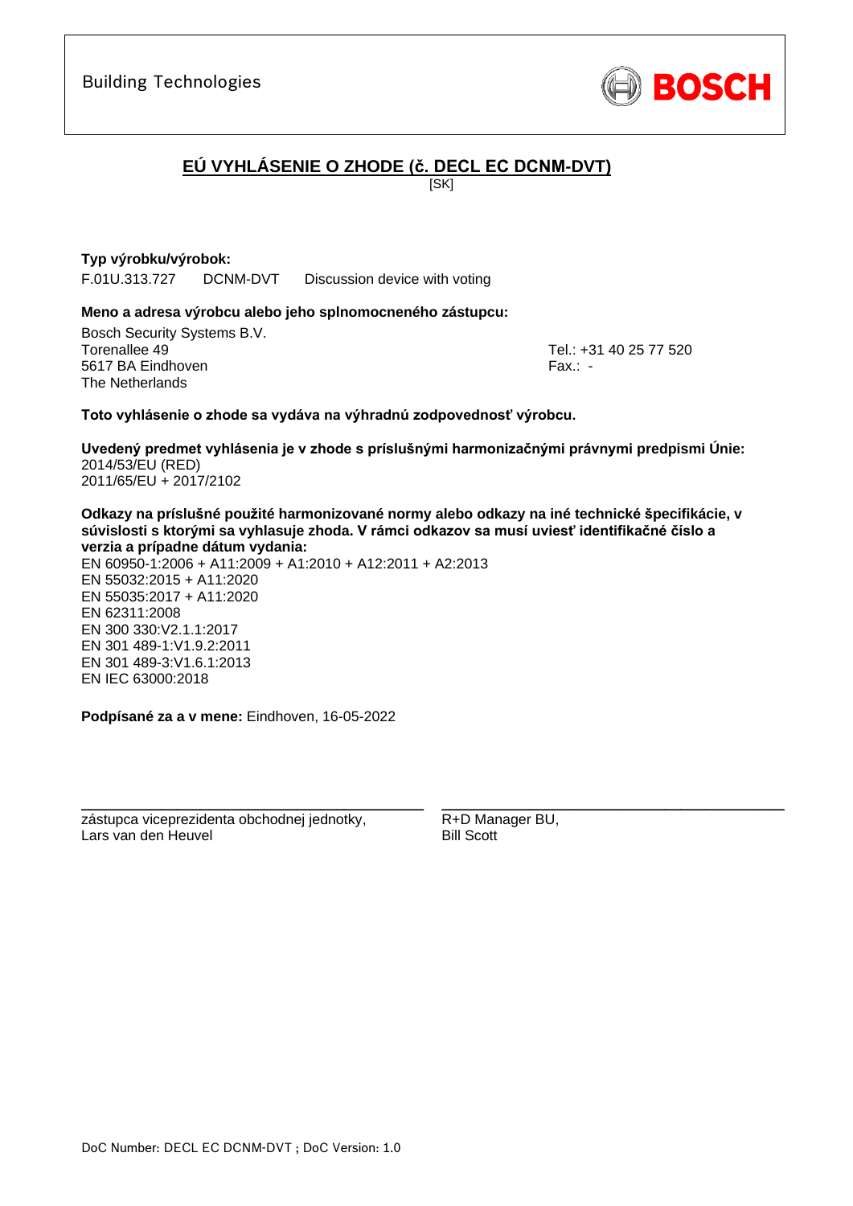Building Technologies

BOSCH

# EÚ VYHLÁSENIE O ZHODE (č. DECL EC DCNM-DVT)

[SK]

**Typ výrobku/výrobok:**

F.01U.313.727 DCNM-DVT Discussion device with voting

**Meno a adresa výrobcu alebo jeho splnomocneného zástupcu:**

Bosch Security Systems B.V.
Torenallee 49
5617 BA Eindhoven
The Netherlands

Tel.: +31 40 25 77 520
Fax.: -

**Toto vyhlásenie o zhode sa vydáva na výhradnú zodpovednosť výrobcu.**

**Uvedený predmet vyhlásenia je v zhode s príslušnými harmonizačnými právnymi predpismi Únie:**
2014/53/EU (RED)
2011/65/EU + 2017/2102

**Odkazy na príslušné použité harmonizované normy alebo odkazy na iné technické špecifikácie, v súvislosti s ktorými sa vyhlasuje zhoda. V rámci odkazov sa musí uviesť identifikačné číslo a verzia a prípadne dátum vydania:**
EN 60950-1:2006 + A11:2009 + A1:2010 + A12:2011 + A2:2013
EN 55032:2015 + A11:2020
EN 55035:2017 + A11:2020
EN 62311:2008
EN 300 330:V2.1.1:2017
EN 301 489-1:V1.9.2:2011
EN 301 489-3:V1.6.1:2013
EN IEC 63000:2018

**Podpísané za a v mene:** Eindhoven, 16-05-2022

zástupca viceprezidenta obchodnej jednotky,
Lars van den Heuvel

R+D Manager BU,
Bill Scott

DoC Number: DECL EC DCNM-DVT ; DoC Version: 1.0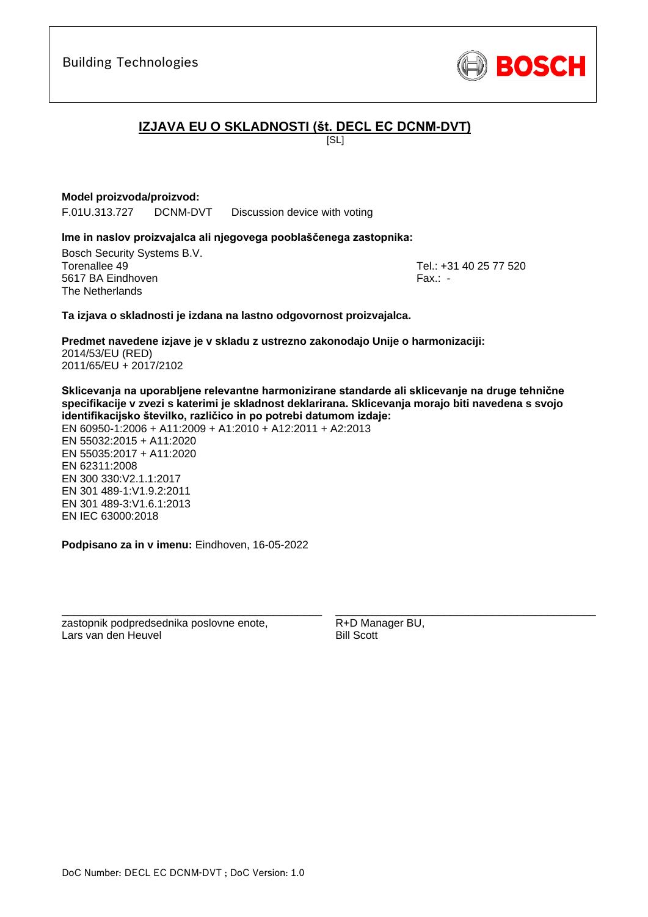Building Technologies

BOSCH

# IZJAVA EU O SKLADNOSTI (št. DECL EC DCNM-DVT)

[SL]

**Model proizvoda/proizvod:**

F.01U.313.727 DCNM-DVT Discussion device with voting

**Ime in naslov proizvajalca ali njegovega pooblaščenega zastopnika:**

Bosch Security Systems B.V.
Torenallee 49
5617 BA Eindhoven
The Netherlands

Tel.: +31 40 25 77 520
Fax.: -

**Ta izjava o skladnosti je izdana na lastno odgovornost proizvajalca.**

**Predmet navedene izjave je v skladu z ustrezno zakonodajo Unije o harmonizaciji:**

2014/53/EU (RED)
2011/65/EU + 2017/2102

**Sklicevanja na uporabljene relevantne harmonizirane standarde ali sklicevanje na druge tehnične specifikacije v zvezi s katerimi je skladnost deklarirana. Sklicevanja morajo biti navedena s svojo identifikacijsko številko, različico in po potrebi datumom izdaje:**

EN 60950-1:2006 + A11:2009 + A1:2010 + A12:2011 + A2:2013
EN 55032:2015 + A11:2020
EN 55035:2017 + A11:2020
EN 62311:2008
EN 300 330:V2.1.1:2017
EN 301 489-1:V1.9.2:2011
EN 301 489-3:V1.6.1:2013
EN IEC 63000:2018

**Podpisano za in v imenu:** Eindhoven, 16-05-2022

zastopnik podpredsednika poslovne enote,
Lars van den Heuvel

R+D Manager BU,
Bill Scott

DoC Number: DECL EC DCNM-DVT ; DoC Version: 1.0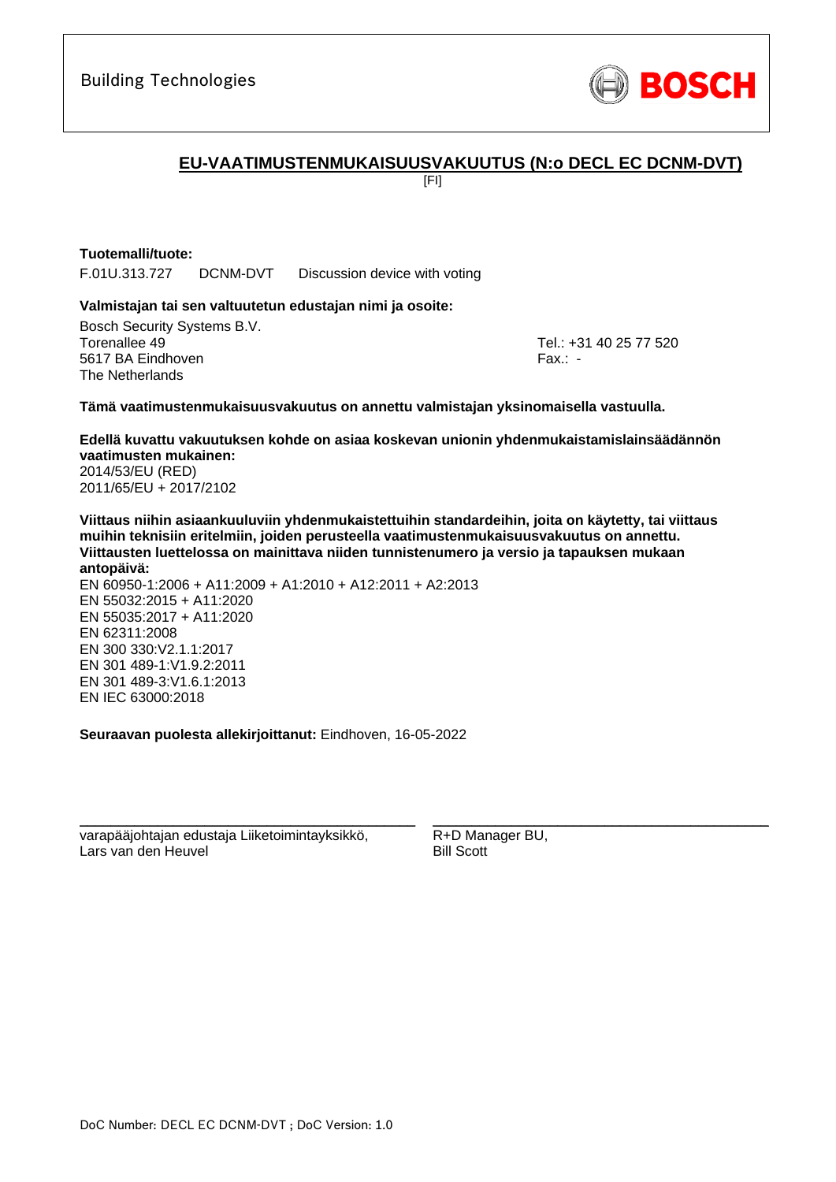Building Technologies

BOSCH

## EU-VAATIMUSTENMUKAISUUSVAKUUTUS (N:o DECL EC DCNM-DVT)

[FI]

**Tuotemalli/tuote:**

F.01U.313.727 DCNM-DVT Discussion device with voting

**Valmistajan tai sen valtuutetun edustajan nimi ja osoite:**

Bosch Security Systems B.V.
Torenallee 49
5617 BA Eindhoven
The Netherlands

Tel.: +31 40 25 77 520
Fax.: -

**Tämä vaatimustenmukaisuusvakuutus on annettu valmistajan yksinomaisella vastuulla.**

**Edellä kuvattu vakuutuksen kohde on asiaa koskevan unionin yhdenmukaistamislainsäädännön vaatimusten mukainen:**

2014/53/EU (RED)
2011/65/EU + 2017/2102

**Viittaus niihin asiaankuuluviin yhdenmukaistettuihin standardeihin, joita on käytetty, tai viittaus muihin teknisiin eritelmiin, joiden perusteella vaatimustenmukaisuusvakuutus on annettu. Viittausten luettelossa on mainittava niiden tunnistenumero ja versio ja tapauksen mukaan antopäivä:**

EN 60950-1:2006 + A11:2009 + A1:2010 + A12:2011 + A2:2013
EN 55032:2015 + A11:2020
EN 55035:2017 + A11:2020
EN 62311:2008
EN 300 330:V2.1.1:2017
EN 301 489-1:V1.9.2:2011
EN 301 489-3:V1.6.1:2013
EN IEC 63000:2018

**Seuraavan puolesta allekirjoittanut:** Eindhoven, 16-05-2022

| | |
|---|---|
| varapääjohtajan edustaja Liiketoimintayksikkö,<br>Lars van den Heuvel | R+D Manager BU,<br>Bill Scott |

DoC Number: DECL EC DCNM-DVT ; DoC Version: 1.0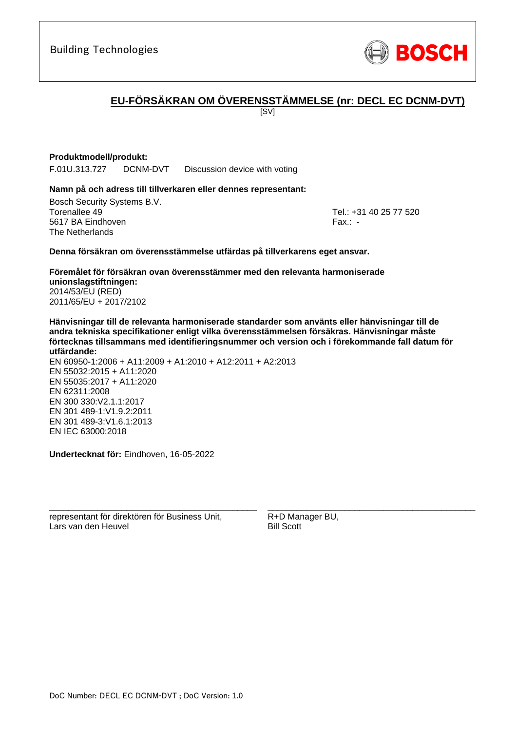Building Technologies

BOSCH

## EU-FÖRSÄKRAN OM ÖVERENSSTÄMMELSE (nr: DECL EC DCNM-DVT)

[SV]

**Produktmodell/produkt:**

F.01U.313.727 DCNM-DVT Discussion device with voting

**Namn på och adress till tillverkaren eller dennes representant:**

Bosch Security Systems B.V.
Torenallee 49
5617 BA Eindhoven
The Netherlands

Tel.: +31 40 25 77 520
Fax.: -

**Denna försäkran om överensstämmelse utfärdas på tillverkarens eget ansvar.**

**Föremålet för försäkran ovan överensstämmer med den relevanta harmoniserade unionslagstiftningen:**

2014/53/EU (RED)
2011/65/EU + 2017/2102

**Hänvisningar till de relevanta harmoniserade standarder som använts eller hänvisningar till de andra tekniska specifikationer enligt vilka överensstämmelsen försäkras. Hänvisningar måste förtecknas tillsammans med identifieringsnummer och version och i förekommande fall datum för utfärdande:**

EN 60950-1:2006 + A11:2009 + A1:2010 + A12:2011 + A2:2013
EN 55032:2015 + A11:2020
EN 55035:2017 + A11:2020
EN 62311:2008
EN 300 330:V2.1.1:2017
EN 301 489-1:V1.9.2:2011
EN 301 489-3:V1.6.1:2013
EN IEC 63000:2018

**Undertecknat för:** Eindhoven, 16-05-2022

representant för direktören för Business Unit,
Lars van den Heuvel

R+D Manager BU,
Bill Scott

DoC Number: DECL EC DCNM-DVT ; DoC Version: 1.0